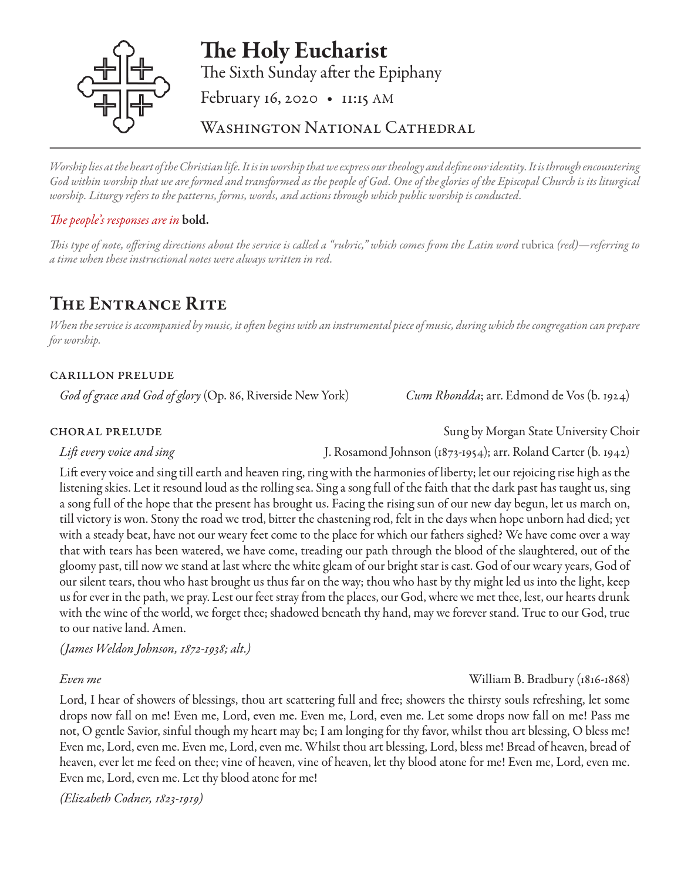# The Holy Eucharist

The Sixth Sunday after the Epiphany

February 16, 2020 • 11:15 AM

Washington National Cathedral

---

*Worship lies at the heart of the Christian life. It is in worship that we express our theology and define our identity. It is through encountering God within worship that we are formed and transformed as the people of God. One of the glories of the Episcopal Church is its liturgical worship. Liturgy refers to the patterns, forms, words, and actions through which public worship is conducted.*

*The people's responses are in* **bold.**

*This type of note, offering directions about the service is called a "rubric," which comes from the Latin word* rubrica *(red)—referring to a time when these instructional notes were always written in red.*

## The Entrance Rite

*When the service is accompanied by music, it often begins with an instrumental piece of music, during which the congregation can prepare for worship.*

### carillon prelude

*God of grace and God of glory* (Op. 86, Riverside New York) — *Cwm Rhondda*; arr. Edmond de Vos (b. 1924)

### choral prelude

Sung by Morgan State University Choir

*Lift every voice and sing* — J. Rosamond Johnson (1873-1954); arr. Roland Carter (b. 1942)

Lift every voice and sing till earth and heaven ring, ring with the harmonies of liberty; let our rejoicing rise high as the listening skies. Let it resound loud as the rolling sea. Sing a song full of the faith that the dark past has taught us, sing a song full of the hope that the present has brought us. Facing the rising sun of our new day begun, let us march on, till victory is won. Stony the road we trod, bitter the chastening rod, felt in the days when hope unborn had died; yet with a steady beat, have not our weary feet come to the place for which our fathers sighed? We have come over a way that with tears has been watered, we have come, treading our path through the blood of the slaughtered, out of the gloomy past, till now we stand at last where the white gleam of our bright star is cast. God of our weary years, God of our silent tears, thou who hast brought us thus far on the way; thou who hast by thy might led us into the light, keep us for ever in the path, we pray. Lest our feet stray from the places, our God, where we met thee, lest, our hearts drunk with the wine of the world, we forget thee; shadowed beneath thy hand, may we forever stand. True to our God, true to our native land. Amen.

*(James Weldon Johnson, 1872-1938; alt.)*

*Even me* — William B. Bradbury (1816-1868)

Lord, I hear of showers of blessings, thou art scattering full and free; showers the thirsty souls refreshing, let some drops now fall on me! Even me, Lord, even me. Even me, Lord, even me. Let some drops now fall on me! Pass me not, O gentle Savior, sinful though my heart may be; I am longing for thy favor, whilst thou art blessing, O bless me! Even me, Lord, even me. Even me, Lord, even me. Whilst thou art blessing, Lord, bless me! Bread of heaven, bread of heaven, ever let me feed on thee; vine of heaven, vine of heaven, let thy blood atone for me! Even me, Lord, even me. Even me, Lord, even me. Let thy blood atone for me!

*(Elizabeth Codner, 1823-1919)*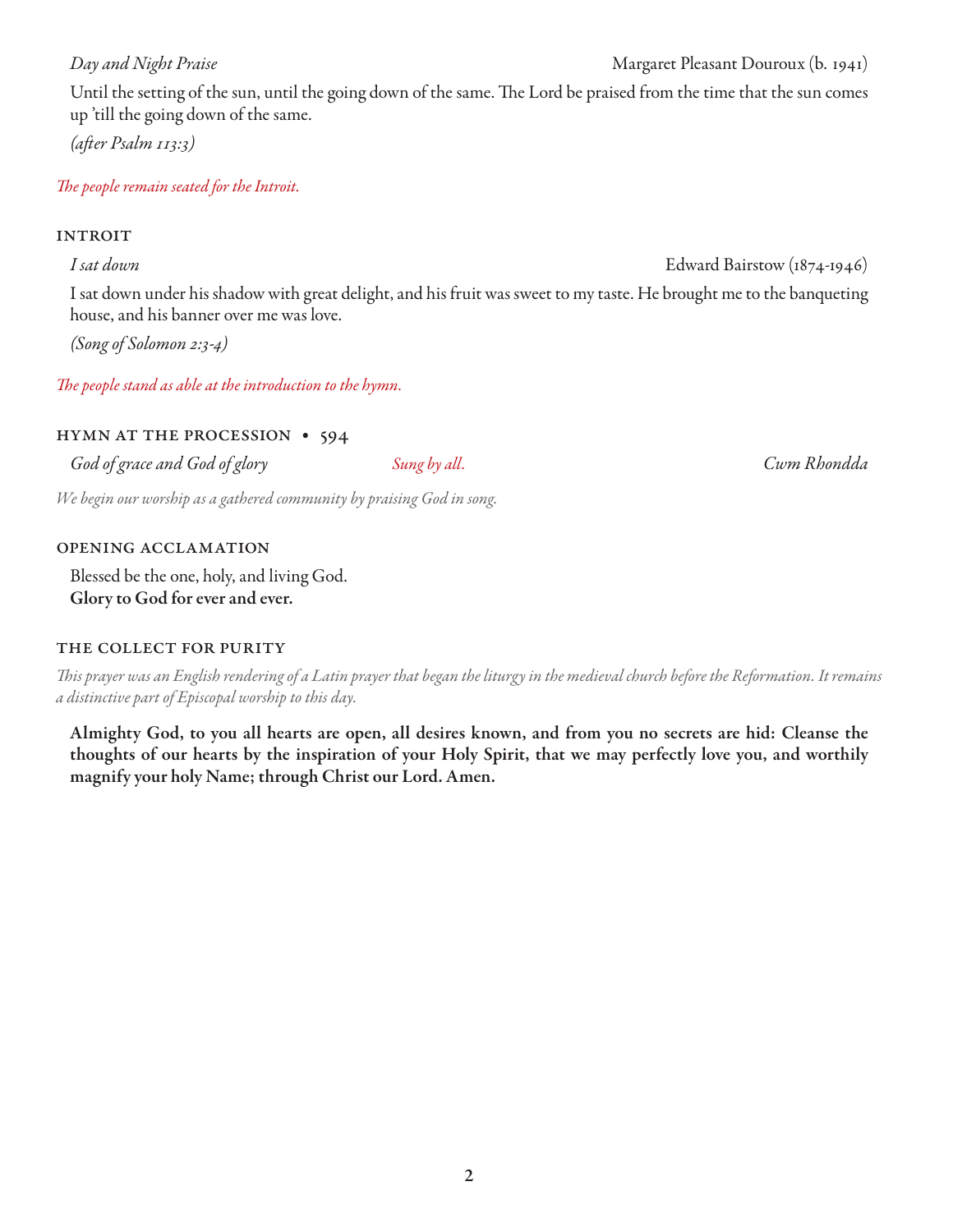*Day and Night Praise* Margaret Pleasant Douroux (b. 1941)

Until the setting of the sun, until the going down of the same. The Lord be praised from the time that the sun comes up 'till the going down of the same.

*(after Psalm 113:3)*

*The people remain seated for the Introit.*

## INTROIT

*I sat down* Edward Bairstow (1874-1946)

I sat down under his shadow with great delight, and his fruit was sweet to my taste. He brought me to the banqueting house, and his banner over me was love.

*(Song of Solomon 2:3-4)*

*The people stand as able at the introduction to the hymn.*

## HYMN AT THE PROCESSION • 594

*God of grace and God of glory* *Sung by all.* *Cwm Rhondda*

*We begin our worship as a gathered community by praising God in song.*

## OPENING ACCLAMATION

Blessed be the one, holy, and living God.
**Glory to God for ever and ever.**

## THE COLLECT FOR PURITY

*This prayer was an English rendering of a Latin prayer that began the liturgy in the medieval church before the Reformation. It remains a distinctive part of Episcopal worship to this day.*

**Almighty God, to you all hearts are open, all desires known, and from you no secrets are hid: Cleanse the thoughts of our hearts by the inspiration of your Holy Spirit, that we may perfectly love you, and worthily magnify your holy Name; through Christ our Lord. Amen.**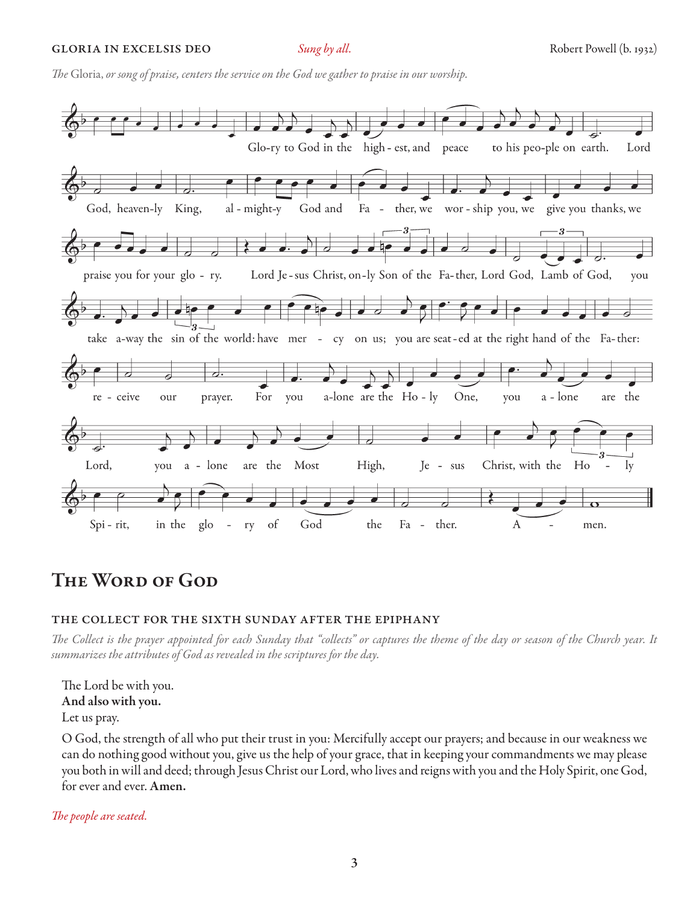**GLORIA IN EXCELSIS DEO** *Sung by all.* Robert Powell (b. 1932)

*The* Gloria*, or song of praise, centers the service on the God we gather to praise in our worship.*

Glo-ry to God in the high-est, and peace to his peo-ple on earth. Lord God, heaven-ly King, al-might-y God and Fa-ther, we wor-ship you, we give you thanks, we praise you for your glo-ry. Lord Je-sus Christ, on-ly Son of the Fa-ther, Lord God, Lamb of God, you take a-way the sin of the world: have mer-cy on us; you are seat-ed at the right hand of the Fa-ther: re-ceive our prayer. For you a-lone are the Ho-ly One, you a-lone are the Lord, you a-lone are the Most High, Je-sus Christ, with the Ho-ly Spi-rit, in the glo-ry of God the Fa-ther. A-men.

# The Word of God

## THE COLLECT FOR THE SIXTH SUNDAY AFTER THE EPIPHANY

*The Collect is the prayer appointed for each Sunday that "collects" or captures the theme of the day or season of the Church year. It summarizes the attributes of God as revealed in the scriptures for the day.*

The Lord be with you.
**And also with you.**
Let us pray.

O God, the strength of all who put their trust in you: Mercifully accept our prayers; and because in our weakness we can do nothing good without you, give us the help of your grace, that in keeping your commandments we may please you both in will and deed; through Jesus Christ our Lord, who lives and reigns with you and the Holy Spirit, one God, for ever and ever. **Amen.**

*The people are seated.*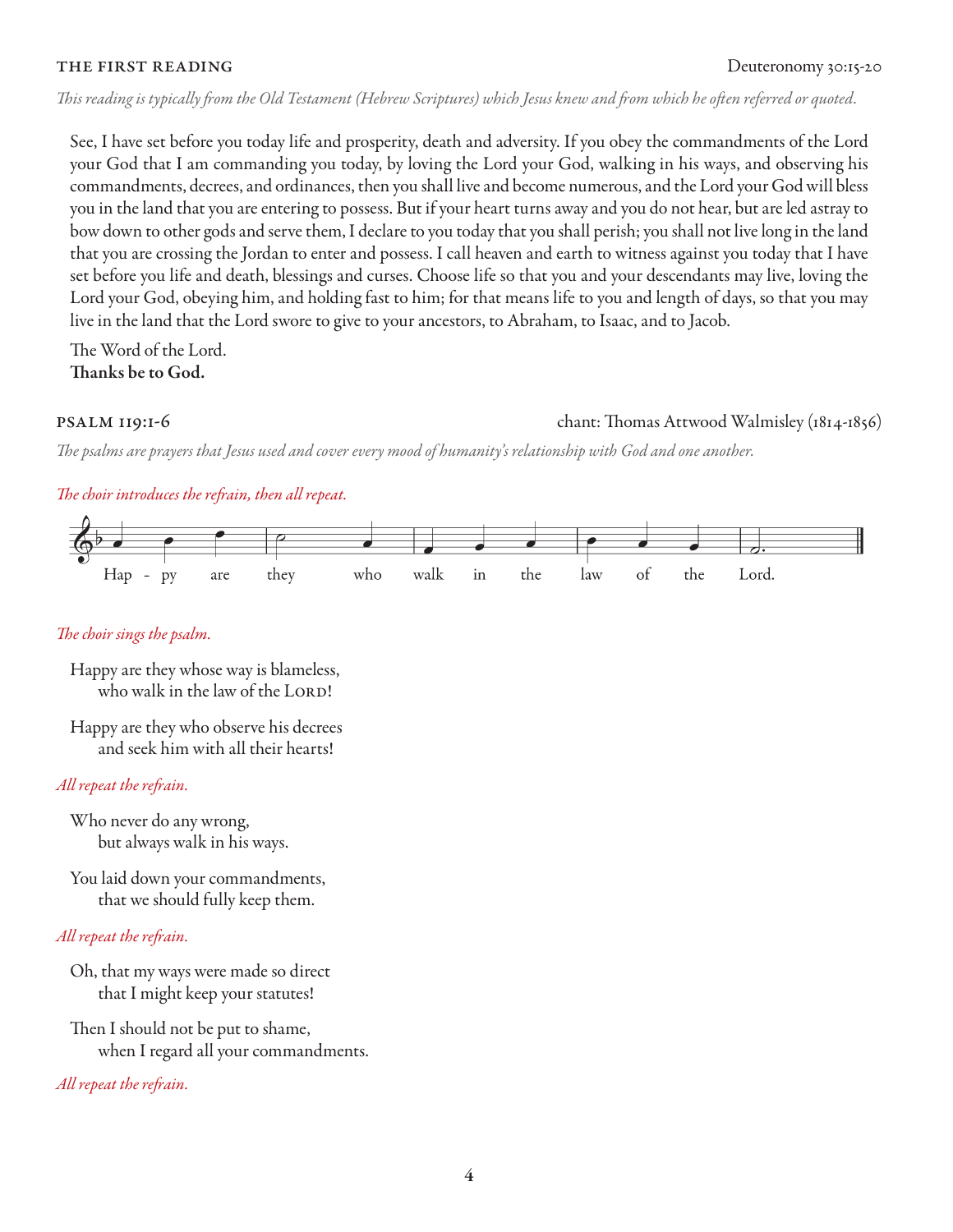**THE FIRST READING** Deuteronomy 30:15-20

*This reading is typically from the Old Testament (Hebrew Scriptures) which Jesus knew and from which he often referred or quoted.*

See, I have set before you today life and prosperity, death and adversity. If you obey the commandments of the Lord your God that I am commanding you today, by loving the Lord your God, walking in his ways, and observing his commandments, decrees, and ordinances, then you shall live and become numerous, and the Lord your God will bless you in the land that you are entering to possess. But if your heart turns away and you do not hear, but are led astray to bow down to other gods and serve them, I declare to you today that you shall perish; you shall not live long in the land that you are crossing the Jordan to enter and possess. I call heaven and earth to witness against you today that I have set before you life and death, blessings and curses. Choose life so that you and your descendants may live, loving the Lord your God, obeying him, and holding fast to him; for that means life to you and length of days, so that you may live in the land that the Lord swore to give to your ancestors, to Abraham, to Isaac, and to Jacob.

The Word of the Lord.
**Thanks be to God.**

**PSALM 119:1-6** chant: Thomas Attwood Walmisley (1814-1856)

*The psalms are prayers that Jesus used and cover every mood of humanity's relationship with God and one another.*

*The choir introduces the refrain, then all repeat.*

Hap - py are they who walk in the law of the Lord.

*The choir sings the psalm.*

Happy are they whose way is blameless,
who walk in the law of the LORD!

Happy are they who observe his decrees
and seek him with all their hearts!

*All repeat the refrain.*

Who never do any wrong,
but always walk in his ways.

You laid down your commandments,
that we should fully keep them.

*All repeat the refrain.*

Oh, that my ways were made so direct
that I might keep your statutes!

Then I should not be put to shame,
when I regard all your commandments.

*All repeat the refrain.*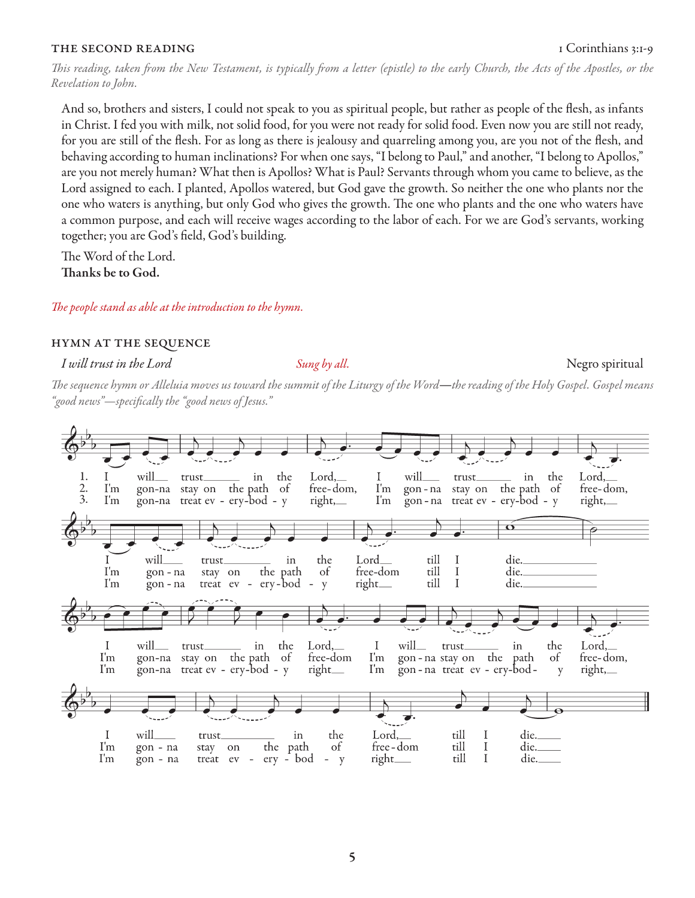## THE SECOND READING

1 Corinthians 3:1-9

*This reading, taken from the New Testament, is typically from a letter (epistle) to the early Church, the Acts of the Apostles, or the Revelation to John.*

And so, brothers and sisters, I could not speak to you as spiritual people, but rather as people of the flesh, as infants in Christ. I fed you with milk, not solid food, for you were not ready for solid food. Even now you are still not ready, for you are still of the flesh. For as long as there is jealousy and quarreling among you, are you not of the flesh, and behaving according to human inclinations? For when one says, "I belong to Paul," and another, "I belong to Apollos," are you not merely human? What then is Apollos? What is Paul? Servants through whom you came to believe, as the Lord assigned to each. I planted, Apollos watered, but God gave the growth. So neither the one who plants nor the one who waters is anything, but only God who gives the growth. The one who plants and the one who waters have a common purpose, and each will receive wages according to the labor of each. For we are God's servants, working together; you are God's field, God's building.

The Word of the Lord.
**Thanks be to God.**

*The people stand as able at the introduction to the hymn.*

## HYMN AT THE SEQUENCE

*I will trust in the Lord* — *Sung by all.* — Negro spiritual

*The sequence hymn or Alleluia moves us toward the summit of the Liturgy of the Word—the reading of the Holy Gospel. Gospel means "good news"—specifically the "good news of Jesus."*

1. I will trust in the Lord, I will trust in the Lord, I will trust in the Lord till I die. I will trust in the Lord, I will trust in the Lord, I will trust in the Lord till I die.
2. I'm gon-na stay on the path of free-dom, I'm gon-na stay on the path of free-dom, I'm gon-na stay on the path of free-dom till I die. I'm gon-na stay on the path of free-dom, I'm gon-na stay on the path of free-dom, I'm gon-na stay on the path of free-dom till I die.
3. I'm gon-na treat ev-ery-bod-y right, I'm gon-na treat ev-ery-bod-y right, I'm gon-na treat ev-ery-bod-y right till I die. I'm gon-na treat ev-ery-bod-y right, I'm gon-na treat ev-ery-bod-y right, I'm gon-na treat ev-ery-bod-y right till I die.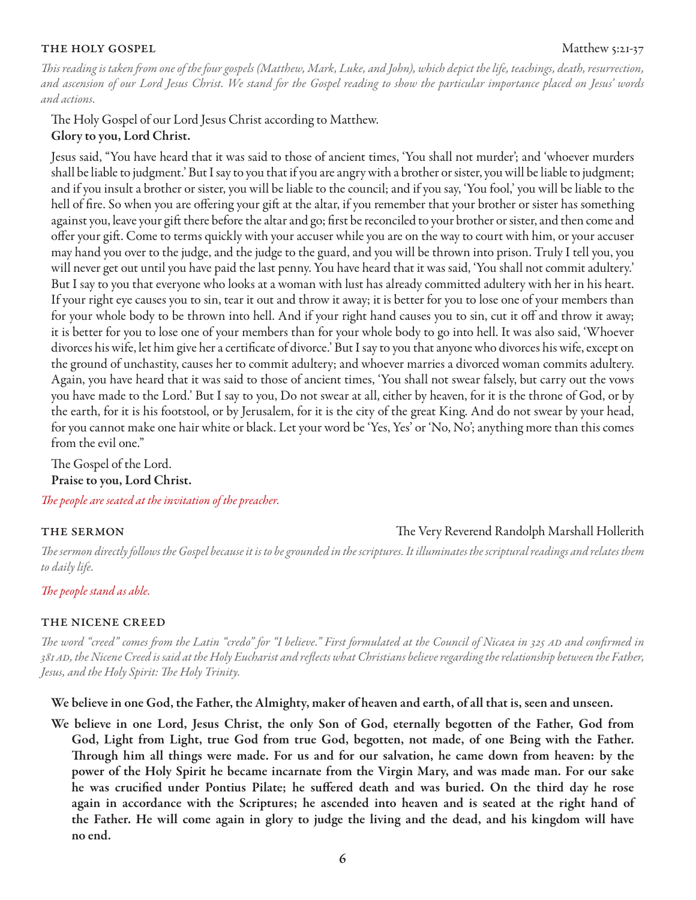## THE HOLY GOSPEL

Matthew 5:21-37

*This reading is taken from one of the four gospels (Matthew, Mark, Luke, and John), which depict the life, teachings, death, resurrection, and ascension of our Lord Jesus Christ. We stand for the Gospel reading to show the particular importance placed on Jesus' words and actions.*

The Holy Gospel of our Lord Jesus Christ according to Matthew.
**Glory to you, Lord Christ.**

Jesus said, "You have heard that it was said to those of ancient times, 'You shall not murder'; and 'whoever murders shall be liable to judgment.' But I say to you that if you are angry with a brother or sister, you will be liable to judgment; and if you insult a brother or sister, you will be liable to the council; and if you say, 'You fool,' you will be liable to the hell of fire. So when you are offering your gift at the altar, if you remember that your brother or sister has something against you, leave your gift there before the altar and go; first be reconciled to your brother or sister, and then come and offer your gift. Come to terms quickly with your accuser while you are on the way to court with him, or your accuser may hand you over to the judge, and the judge to the guard, and you will be thrown into prison. Truly I tell you, you will never get out until you have paid the last penny. You have heard that it was said, 'You shall not commit adultery.' But I say to you that everyone who looks at a woman with lust has already committed adultery with her in his heart. If your right eye causes you to sin, tear it out and throw it away; it is better for you to lose one of your members than for your whole body to be thrown into hell. And if your right hand causes you to sin, cut it off and throw it away; it is better for you to lose one of your members than for your whole body to go into hell. It was also said, 'Whoever divorces his wife, let him give her a certificate of divorce.' But I say to you that anyone who divorces his wife, except on the ground of unchastity, causes her to commit adultery; and whoever marries a divorced woman commits adultery. Again, you have heard that it was said to those of ancient times, 'You shall not swear falsely, but carry out the vows you have made to the Lord.' But I say to you, Do not swear at all, either by heaven, for it is the throne of God, or by the earth, for it is his footstool, or by Jerusalem, for it is the city of the great King. And do not swear by your head, for you cannot make one hair white or black. Let your word be 'Yes, Yes' or 'No, No'; anything more than this comes from the evil one."

The Gospel of the Lord.
**Praise to you, Lord Christ.**

*The people are seated at the invitation of the preacher.*

## THE SERMON

The Very Reverend Randolph Marshall Hollerith

*The sermon directly follows the Gospel because it is to be grounded in the scriptures. It illuminates the scriptural readings and relates them to daily life.*

*The people stand as able.*

## THE NICENE CREED

*The word "creed" comes from the Latin "credo" for "I believe." First formulated at the Council of Nicaea in 325 AD and confirmed in 381 AD, the Nicene Creed is said at the Holy Eucharist and reflects what Christians believe regarding the relationship between the Father, Jesus, and the Holy Spirit: The Holy Trinity.*

**We believe in one God, the Father, the Almighty, maker of heaven and earth, of all that is, seen and unseen.**

**We believe in one Lord, Jesus Christ, the only Son of God, eternally begotten of the Father, God from God, Light from Light, true God from true God, begotten, not made, of one Being with the Father. Through him all things were made. For us and for our salvation, he came down from heaven: by the power of the Holy Spirit he became incarnate from the Virgin Mary, and was made man. For our sake he was crucified under Pontius Pilate; he suffered death and was buried. On the third day he rose again in accordance with the Scriptures; he ascended into heaven and is seated at the right hand of the Father. He will come again in glory to judge the living and the dead, and his kingdom will have no end.**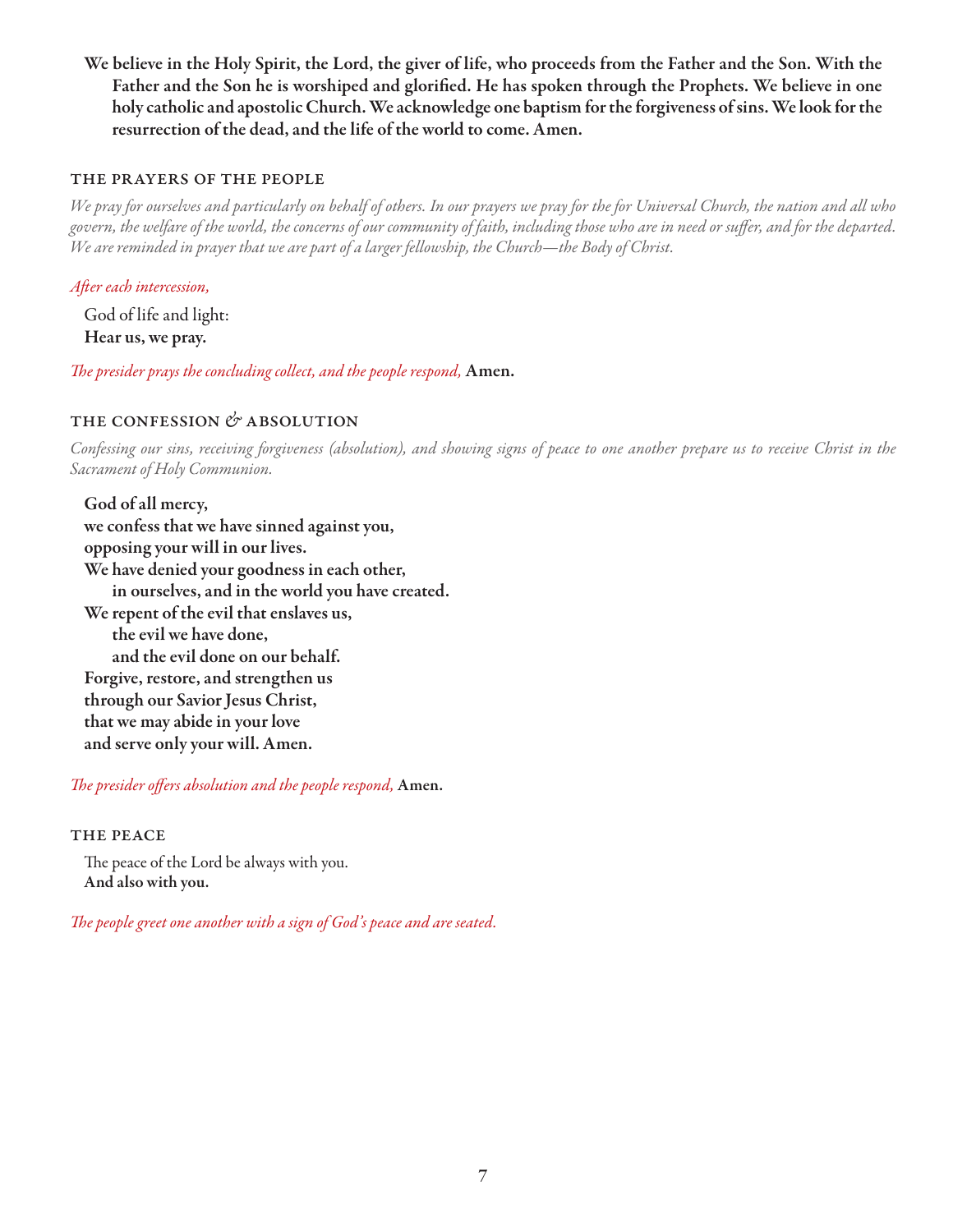**We believe in the Holy Spirit, the Lord, the giver of life, who proceeds from the Father and the Son. With the Father and the Son he is worshiped and glorified. He has spoken through the Prophets. We believe in one holy catholic and apostolic Church. We acknowledge one baptism for the forgiveness of sins. We look for the resurrection of the dead, and the life of the world to come. Amen.**

### THE PRAYERS OF THE PEOPLE

*We pray for ourselves and particularly on behalf of others. In our prayers we pray for the for Universal Church, the nation and all who govern, the welfare of the world, the concerns of our community of faith, including those who are in need or suffer, and for the departed. We are reminded in prayer that we are part of a larger fellowship, the Church—the Body of Christ.*

*After each intercession,*

God of life and light:
**Hear us, we pray.**

*The presider prays the concluding collect, and the people respond,* **Amen.**

### THE CONFESSION & ABSOLUTION

*Confessing our sins, receiving forgiveness (absolution), and showing signs of peace to one another prepare us to receive Christ in the Sacrament of Holy Communion.*

**God of all mercy,**
**we confess that we have sinned against you,**
**opposing your will in our lives.**
**We have denied your goodness in each other,**
**in ourselves, and in the world you have created.**
**We repent of the evil that enslaves us,**
**the evil we have done,**
**and the evil done on our behalf.**
**Forgive, restore, and strengthen us**
**through our Savior Jesus Christ,**
**that we may abide in your love**
**and serve only your will. Amen.**

*The presider offers absolution and the people respond,* **Amen.**

### THE PEACE

The peace of the Lord be always with you.
**And also with you.**

*The people greet one another with a sign of God's peace and are seated.*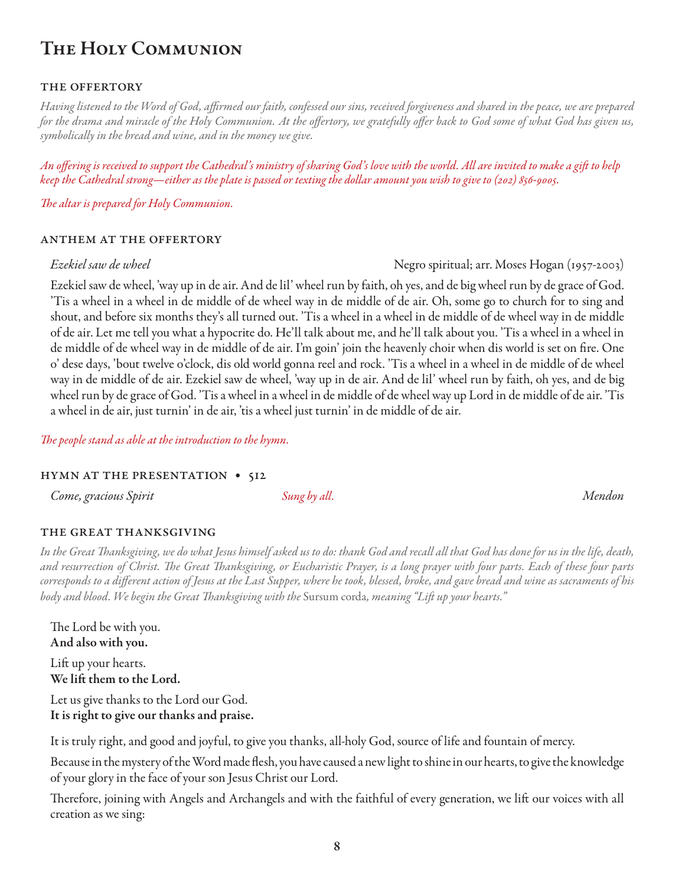# The Holy Communion

### THE OFFERTORY

*Having listened to the Word of God, affirmed our faith, confessed our sins, received forgiveness and shared in the peace, we are prepared for the drama and miracle of the Holy Communion. At the offertory, we gratefully offer back to God some of what God has given us, symbolically in the bread and wine, and in the money we give.*

*An offering is received to support the Cathedral's ministry of sharing God's love with the world. All are invited to make a gift to help keep the Cathedral strong—either as the plate is passed or texting the dollar amount you wish to give to (202) 856-9005.*

*The altar is prepared for Holy Communion.*

### ANTHEM AT THE OFFERTORY

*Ezekiel saw de wheel* — Negro spiritual; arr. Moses Hogan (1957-2003)

Ezekiel saw de wheel, 'way up in de air. And de lil' wheel run by faith, oh yes, and de big wheel run by de grace of God. 'Tis a wheel in a wheel in de middle of de wheel way in de middle of de air. Oh, some go to church for to sing and shout, and before six months they's all turned out. 'Tis a wheel in a wheel in de middle of de wheel way in de middle of de air. Let me tell you what a hypocrite do. He'll talk about me, and he'll talk about you. 'Tis a wheel in a wheel in de middle of de wheel way in de middle of de air. I'm goin' join the heavenly choir when dis world is set on fire. One o' dese days, 'bout twelve o'clock, dis old world gonna reel and rock. 'Tis a wheel in a wheel in de middle of de wheel way in de middle of de air. Ezekiel saw de wheel, 'way up in de air. And de lil' wheel run by faith, oh yes, and de big wheel run by de grace of God. 'Tis a wheel in a wheel in de middle of de wheel way up Lord in de middle of de air. 'Tis a wheel in de air, just turnin' in de air, 'tis a wheel just turnin' in de middle of de air.

*The people stand as able at the introduction to the hymn.*

### HYMN AT THE PRESENTATION • 512

*Come, gracious Spirit* — *Sung by all.* — Mendon

### THE GREAT THANKSGIVING

*In the Great Thanksgiving, we do what Jesus himself asked us to do: thank God and recall all that God has done for us in the life, death, and resurrection of Christ. The Great Thanksgiving, or Eucharistic Prayer, is a long prayer with four parts. Each of these four parts corresponds to a different action of Jesus at the Last Supper, where he took, blessed, broke, and gave bread and wine as sacraments of his body and blood. We begin the Great Thanksgiving with the* Sursum corda*, meaning "Lift up your hearts."*

The Lord be with you.
**And also with you.**

Lift up your hearts.
**We lift them to the Lord.**

Let us give thanks to the Lord our God.
**It is right to give our thanks and praise.**

It is truly right, and good and joyful, to give you thanks, all-holy God, source of life and fountain of mercy.

Because in the mystery of the Word made flesh, you have caused a new light to shine in our hearts, to give the knowledge of your glory in the face of your son Jesus Christ our Lord.

Therefore, joining with Angels and Archangels and with the faithful of every generation, we lift our voices with all creation as we sing: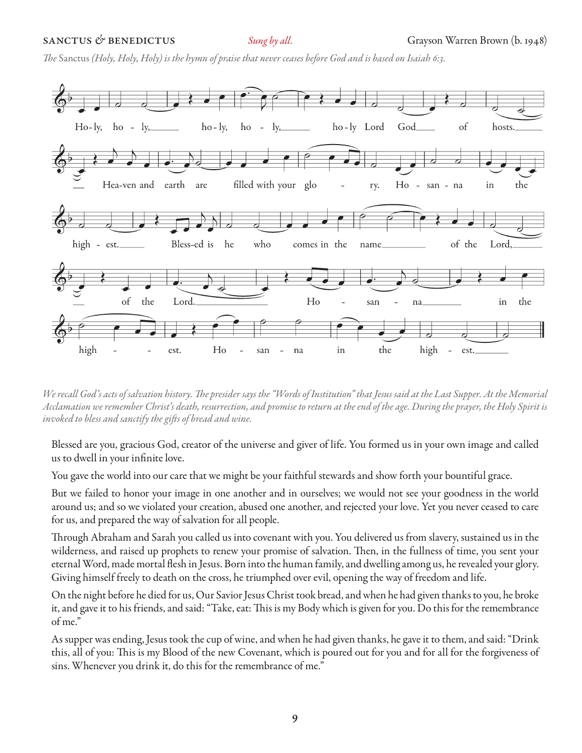**SANCTUS & BENEDICTUS** *Sung by all.* Grayson Warren Brown (b. 1948)

*The* Sanctus *(Holy, Holy, Holy) is the hymn of praise that never ceases before God and is based on Isaiah 6:3.*

Ho-ly, ho - ly, ho-ly, ho - ly, ho-ly Lord God of hosts. Hea-ven and earth are filled with your glo - ry. Ho - san - na in the high - est. Bless-ed is he who comes in the name of the Lord, of the Lord. Ho - san - na in the high - - est. Ho - san - na in the high - est.

*We recall God's acts of salvation history. The presider says the "Words of Institution" that Jesus said at the Last Supper. At the Memorial Acclamation we remember Christ's death, resurrection, and promise to return at the end of the age. During the prayer, the Holy Spirit is invoked to bless and sanctify the gifts of bread and wine.*

Blessed are you, gracious God, creator of the universe and giver of life. You formed us in your own image and called us to dwell in your infinite love.

You gave the world into our care that we might be your faithful stewards and show forth your bountiful grace.

But we failed to honor your image in one another and in ourselves; we would not see your goodness in the world around us; and so we violated your creation, abused one another, and rejected your love. Yet you never ceased to care for us, and prepared the way of salvation for all people.

Through Abraham and Sarah you called us into covenant with you. You delivered us from slavery, sustained us in the wilderness, and raised up prophets to renew your promise of salvation. Then, in the fullness of time, you sent your eternal Word, made mortal flesh in Jesus. Born into the human family, and dwelling among us, he revealed your glory. Giving himself freely to death on the cross, he triumphed over evil, opening the way of freedom and life.

On the night before he died for us, Our Savior Jesus Christ took bread, and when he had given thanks to you, he broke it, and gave it to his friends, and said: "Take, eat: This is my Body which is given for you. Do this for the remembrance of me."

As supper was ending, Jesus took the cup of wine, and when he had given thanks, he gave it to them, and said: "Drink this, all of you: This is my Blood of the new Covenant, which is poured out for you and for all for the forgiveness of sins. Whenever you drink it, do this for the remembrance of me."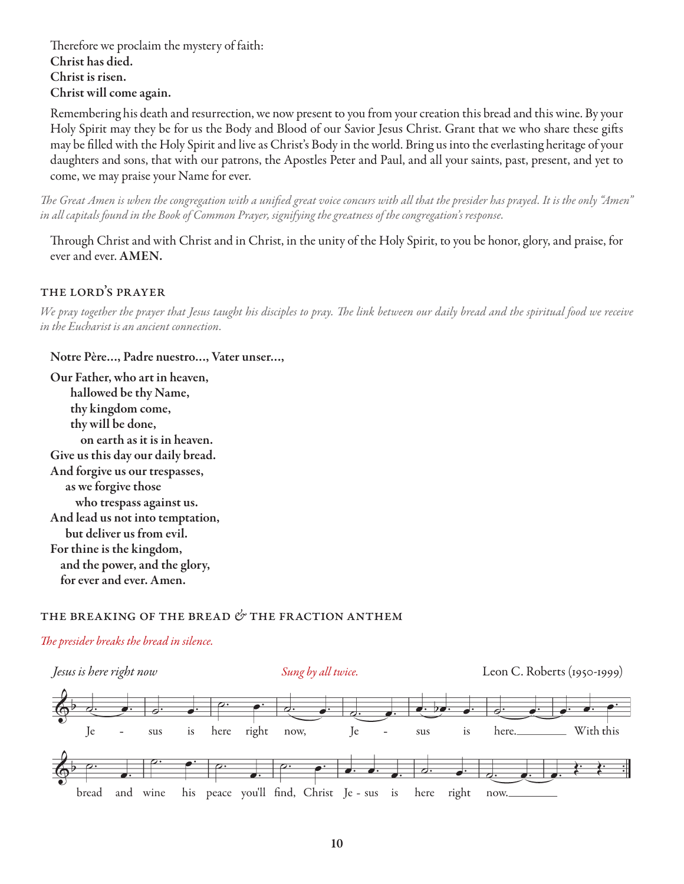Therefore we proclaim the mystery of faith:
**Christ has died.**
**Christ is risen.**
**Christ will come again.**

Remembering his death and resurrection, we now present to you from your creation this bread and this wine. By your Holy Spirit may they be for us the Body and Blood of our Savior Jesus Christ. Grant that we who share these gifts may be filled with the Holy Spirit and live as Christ's Body in the world. Bring us into the everlasting heritage of your daughters and sons, that with our patrons, the Apostles Peter and Paul, and all your saints, past, present, and yet to come, we may praise your Name for ever.

*The Great Amen is when the congregation with a unified great voice concurs with all that the presider has prayed. It is the only "Amen" in all capitals found in the Book of Common Prayer, signifying the greatness of the congregation's response.*

Through Christ and with Christ and in Christ, in the unity of the Holy Spirit, to you be honor, glory, and praise, for ever and ever. **AMEN.**

## THE LORD'S PRAYER

*We pray together the prayer that Jesus taught his disciples to pray. The link between our daily bread and the spiritual food we receive in the Eucharist is an ancient connection.*

**Notre Père..., Padre nuestro..., Vater unser...,**

**Our Father, who art in heaven,**
**hallowed be thy Name,**
**thy kingdom come,**
**thy will be done,**
**on earth as it is in heaven.**
**Give us this day our daily bread.**
**And forgive us our trespasses,**
**as we forgive those**
**who trespass against us.**
**And lead us not into temptation,**
**but deliver us from evil.**
**For thine is the kingdom,**
**and the power, and the glory,**
**for ever and ever. Amen.**

## THE BREAKING OF THE BREAD & THE FRACTION ANTHEM

*The presider breaks the bread in silence.*

*Jesus is here right now* — *Sung by all twice.* — Leon C. Roberts (1950-1999)

Jesus is here right now, Jesus is here. With this bread and wine his peace you'll find, Christ Jesus is here right now.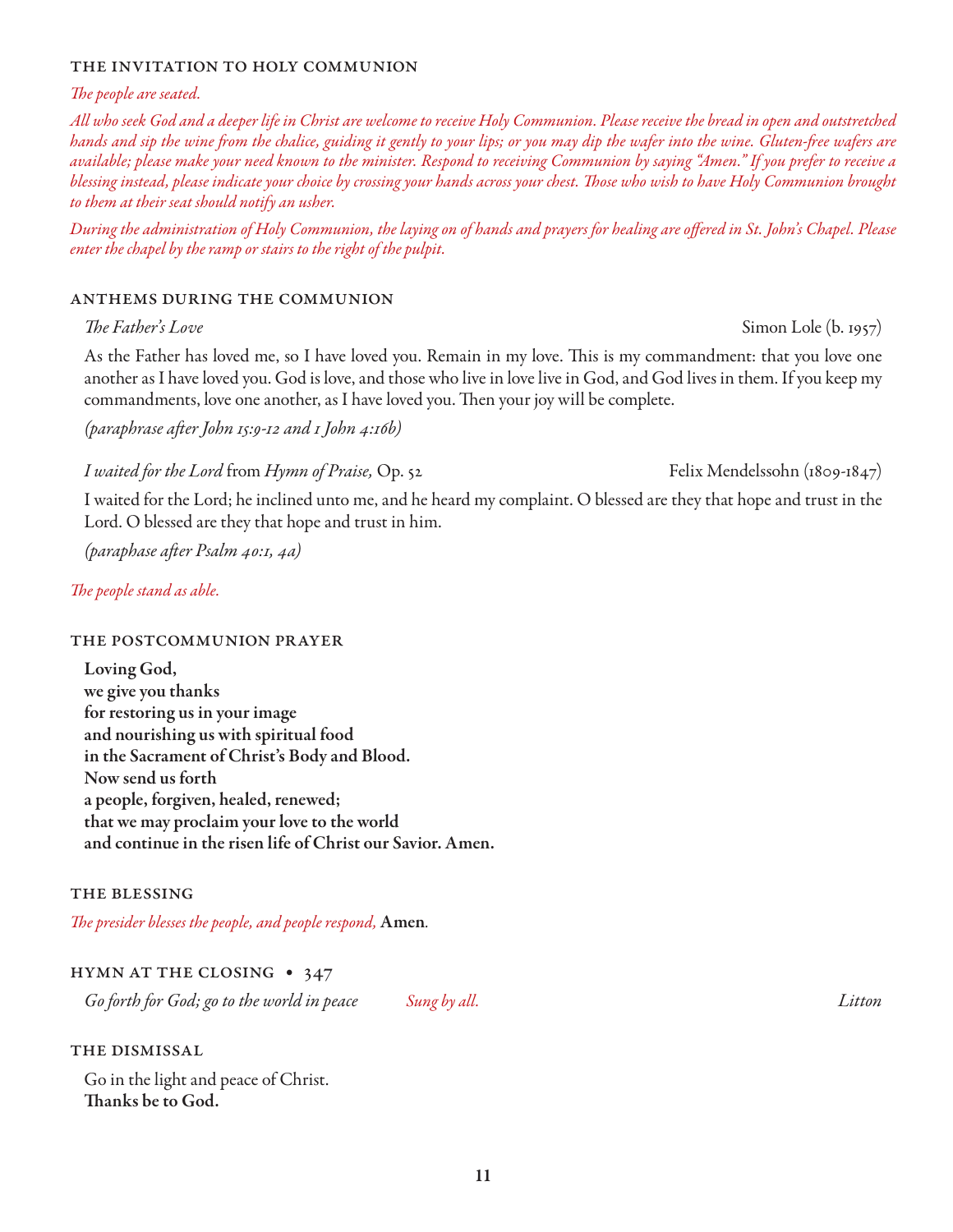## THE INVITATION TO HOLY COMMUNION

*The people are seated.*

*All who seek God and a deeper life in Christ are welcome to receive Holy Communion. Please receive the bread in open and outstretched hands and sip the wine from the chalice, guiding it gently to your lips; or you may dip the wafer into the wine. Gluten-free wafers are available; please make your need known to the minister. Respond to receiving Communion by saying "Amen." If you prefer to receive a blessing instead, please indicate your choice by crossing your hands across your chest. Those who wish to have Holy Communion brought to them at their seat should notify an usher.*

*During the administration of Holy Communion, the laying on of hands and prayers for healing are offered in St. John's Chapel. Please enter the chapel by the ramp or stairs to the right of the pulpit.*

## ANTHEMS DURING THE COMMUNION

*The Father's Love* — Simon Lole (b. 1957)

As the Father has loved me, so I have loved you. Remain in my love. This is my commandment: that you love one another as I have loved you. God is love, and those who live in love live in God, and God lives in them. If you keep my commandments, love one another, as I have loved you. Then your joy will be complete.

*(paraphrase after John 15:9-12 and 1 John 4:16b)*

*I waited for the Lord* from *Hymn of Praise,* Op. 52 — Felix Mendelssohn (1809-1847)

I waited for the Lord; he inclined unto me, and he heard my complaint. O blessed are they that hope and trust in the Lord. O blessed are they that hope and trust in him.

*(paraphase after Psalm 40:1, 4a)*

*The people stand as able.*

## THE POSTCOMMUNION PRAYER

**Loving God,**
**we give you thanks**
**for restoring us in your image**
**and nourishing us with spiritual food**
**in the Sacrament of Christ's Body and Blood.**
**Now send us forth**
**a people, forgiven, healed, renewed;**
**that we may proclaim your love to the world**
**and continue in the risen life of Christ our Savior. Amen.**

## THE BLESSING

*The presider blesses the people, and people respond,* **Amen***.*

## HYMN AT THE CLOSING • 347

*Go forth for God; go to the world in peace* — *Sung by all.* — *Litton*

## THE DISMISSAL

Go in the light and peace of Christ.
**Thanks be to God.**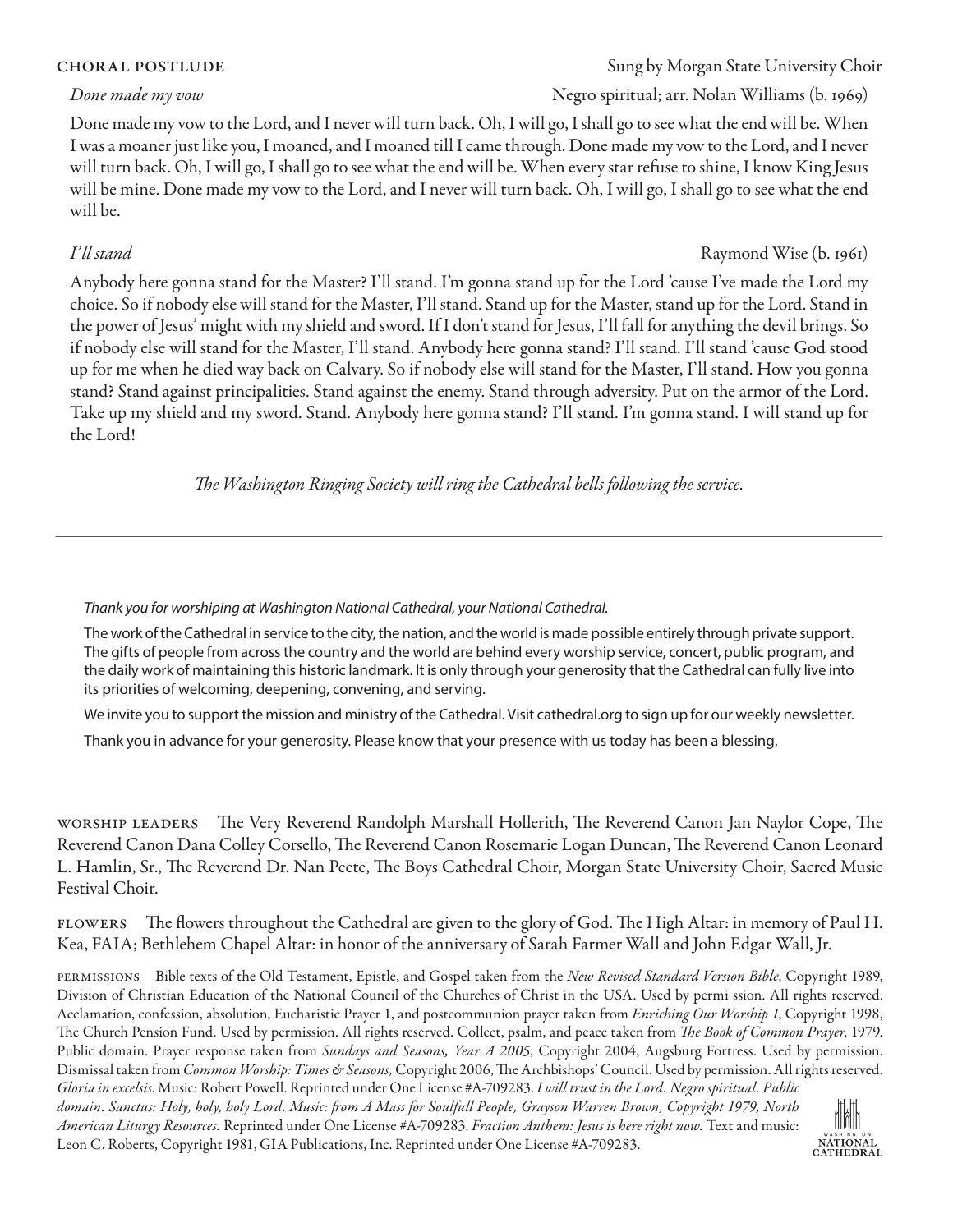**CHORAL POSTLUDE** Sung by Morgan State University Choir

*Done made my vow* Negro spiritual; arr. Nolan Williams (b. 1969)

Done made my vow to the Lord, and I never will turn back. Oh, I will go, I shall go to see what the end will be. When I was a moaner just like you, I moaned, and I moaned till I came through. Done made my vow to the Lord, and I never will turn back. Oh, I will go, I shall go to see what the end will be. When every star refuse to shine, I know King Jesus will be mine. Done made my vow to the Lord, and I never will turn back. Oh, I will go, I shall go to see what the end will be.

*I'll stand* Raymond Wise (b. 1961)

Anybody here gonna stand for the Master? I'll stand. I'm gonna stand up for the Lord 'cause I've made the Lord my choice. So if nobody else will stand for the Master, I'll stand. Stand up for the Master, stand up for the Lord. Stand in the power of Jesus' might with my shield and sword. If I don't stand for Jesus, I'll fall for anything the devil brings. So if nobody else will stand for the Master, I'll stand. Anybody here gonna stand? I'll stand. I'll stand 'cause God stood up for me when he died way back on Calvary. So if nobody else will stand for the Master, I'll stand. How you gonna stand? Stand against principalities. Stand against the enemy. Stand through adversity. Put on the armor of the Lord. Take up my shield and my sword. Stand. Anybody here gonna stand? I'll stand. I'm gonna stand. I will stand up for the Lord!

*The Washington Ringing Society will ring the Cathedral bells following the service.*

---

*Thank you for worshiping at Washington National Cathedral, your National Cathedral.*

The work of the Cathedral in service to the city, the nation, and the world is made possible entirely through private support. The gifts of people from across the country and the world are behind every worship service, concert, public program, and the daily work of maintaining this historic landmark. It is only through your generosity that the Cathedral can fully live into its priorities of welcoming, deepening, convening, and serving.

We invite you to support the mission and ministry of the Cathedral. Visit cathedral.org to sign up for our weekly newsletter.

Thank you in advance for your generosity. Please know that your presence with us today has been a blessing.

**WORSHIP LEADERS** The Very Reverend Randolph Marshall Hollerith, The Reverend Canon Jan Naylor Cope, The Reverend Canon Dana Colley Corsello, The Reverend Canon Rosemarie Logan Duncan, The Reverend Canon Leonard L. Hamlin, Sr., The Reverend Dr. Nan Peete, The Boys Cathedral Choir, Morgan State University Choir, Sacred Music Festival Choir.

**FLOWERS** The flowers throughout the Cathedral are given to the glory of God. The High Altar: in memory of Paul H. Kea, FAIA; Bethlehem Chapel Altar: in honor of the anniversary of Sarah Farmer Wall and John Edgar Wall, Jr.

**PERMISSIONS** Bible texts of the Old Testament, Epistle, and Gospel taken from the *New Revised Standard Version Bible*, Copyright 1989, Division of Christian Education of the National Council of the Churches of Christ in the USA. Used by permi ssion. All rights reserved. Acclamation, confession, absolution, Eucharistic Prayer 1, and postcommunion prayer taken from *Enriching Our Worship 1*, Copyright 1998, The Church Pension Fund. Used by permission. All rights reserved. Collect, psalm, and peace taken from *The Book of Common Prayer*, 1979. Public domain. Prayer response taken from *Sundays and Seasons, Year A 2005*, Copyright 2004, Augsburg Fortress. Used by permission. Dismissal taken from *Common Worship: Times & Seasons,* Copyright 2006, The Archbishops' Council. Used by permission. All rights reserved. *Gloria in excelsis*. Music: Robert Powell. Reprinted under One License #A-709283. *I will trust in the Lord. Negro spiritual. Public domain. Sanctus: Holy, holy, holy Lord. Music: from A Mass for Soulfull People, Grayson Warren Brown, Copyright 1979, North American Liturgy Resources.* Reprinted under One License #A-709283. *Fraction Anthem: Jesus is here right now.* Text and music: Leon C. Roberts, Copyright 1981, GIA Publications, Inc. Reprinted under One License #A-709283.

WASHINGTON NATIONAL CATHEDRAL